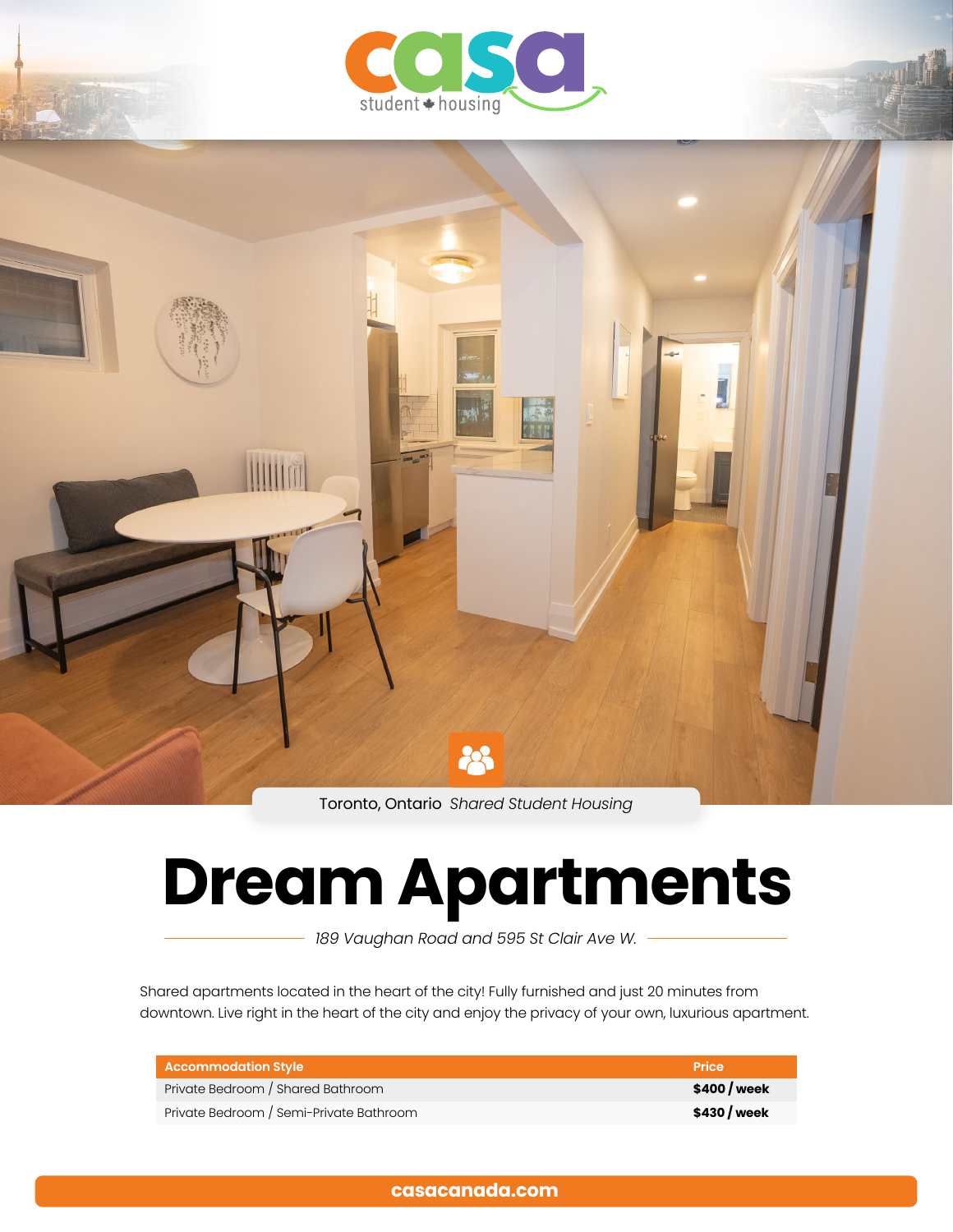casa student housing

Toronto, Ontario *Shared Student Housing*

# Dream Apartments

*189 Vaughan Road and 595 St Clair Ave W.*

Shared apartments located in the heart of the city! Fully furnished and just 20 minutes from downtown. Live right in the heart of the city and enjoy the privacy of your own, luxurious apartment.

| Accommodation Style | Price |
| --- | --- |
| Private Bedroom / Shared Bathroom | **$400 / week** |
| Private Bedroom / Semi-Private Bathroom | **$430 / week** |

**casacanada.com**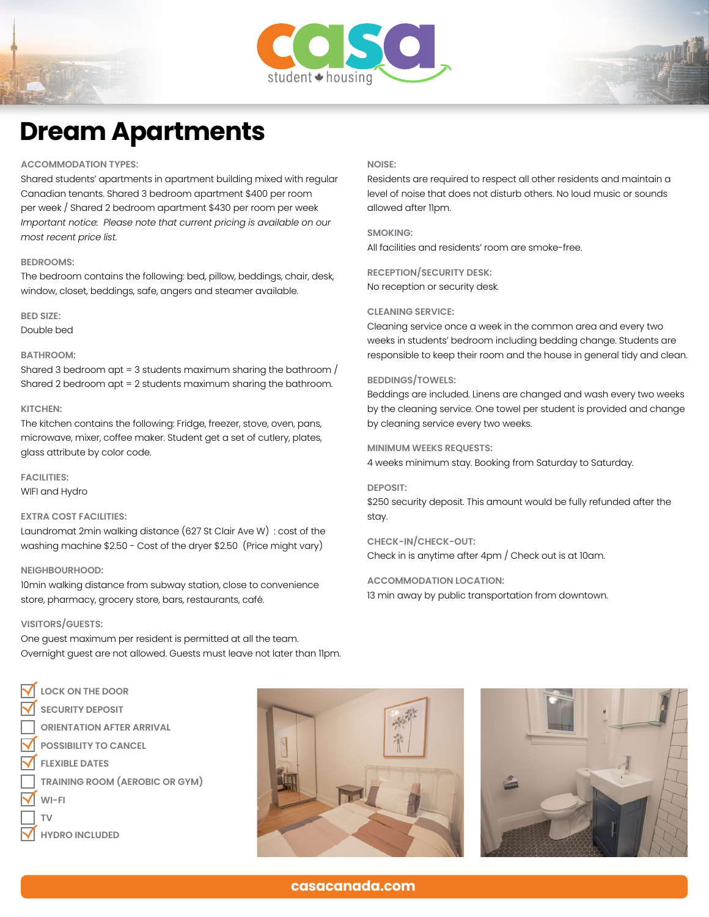# Dream Apartments

**ACCOMMODATION TYPES:**
Shared students' apartments in apartment building mixed with regular Canadian tenants. Shared 3 bedroom apartment $400 per room per week / Shared 2 bedroom apartment $430 per room per week
*Important notice: Please note that current pricing is available on our most recent price list.*

**BEDROOMS:**
The bedroom contains the following: bed, pillow, beddings, chair, desk, window, closet, beddings, safe, angers and steamer available.

**BED SIZE:**
Double bed

**BATHROOM:**
Shared 3 bedroom apt = 3 students maximum sharing the bathroom / Shared 2 bedroom apt = 2 students maximum sharing the bathroom.

**KITCHEN:**
The kitchen contains the following: Fridge, freezer, stove, oven, pans, microwave, mixer, coffee maker. Student get a set of cutlery, plates, glass attribute by color code.

**FACILITIES:**
WIFI and Hydro

**EXTRA COST FACILITIES:**
Laundromat 2min walking distance (627 St Clair Ave W) : cost of the washing machine $2.50 - Cost of the dryer $2.50 (Price might vary)

**NEIGHBOURHOOD:**
10min walking distance from subway station, close to convenience store, pharmacy, grocery store, bars, restaurants, café.

**VISITORS/GUESTS:**
One guest maximum per resident is permitted at all the team. Overnight guest are not allowed. Guests must leave not later than 11pm.

**NOISE:**
Residents are required to respect all other residents and maintain a level of noise that does not disturb others. No loud music or sounds allowed after 11pm.

**SMOKING:**
All facilities and residents' room are smoke-free.

**RECEPTION/SECURITY DESK:**
No reception or security desk.

**CLEANING SERVICE:**
Cleaning service once a week in the common area and every two weeks in students' bedroom including bedding change. Students are responsible to keep their room and the house in general tidy and clean.

**BEDDINGS/TOWELS:**
Beddings are included. Linens are changed and wash every two weeks by the cleaning service. One towel per student is provided and change by cleaning service every two weeks.

**MINIMUM WEEKS REQUESTS:**
4 weeks minimum stay. Booking from Saturday to Saturday.

**DEPOSIT:**
$250 security deposit. This amount would be fully refunded after the stay.

**CHECK-IN/CHECK-OUT:**
Check in is anytime after 4pm / Check out is at 10am.

**ACCOMMODATION LOCATION:**
13 min away by public transportation from downtown.

- [x] LOCK ON THE DOOR
- [x] SECURITY DEPOSIT
- [ ] ORIENTATION AFTER ARRIVAL
- [x] POSSIBILITY TO CANCEL
- [x] FLEXIBLE DATES
- [ ] TRAINING ROOM (AEROBIC OR GYM)
- [x] WI-FI
- [ ] TV
- [x] HYDRO INCLUDED

casacanada.com